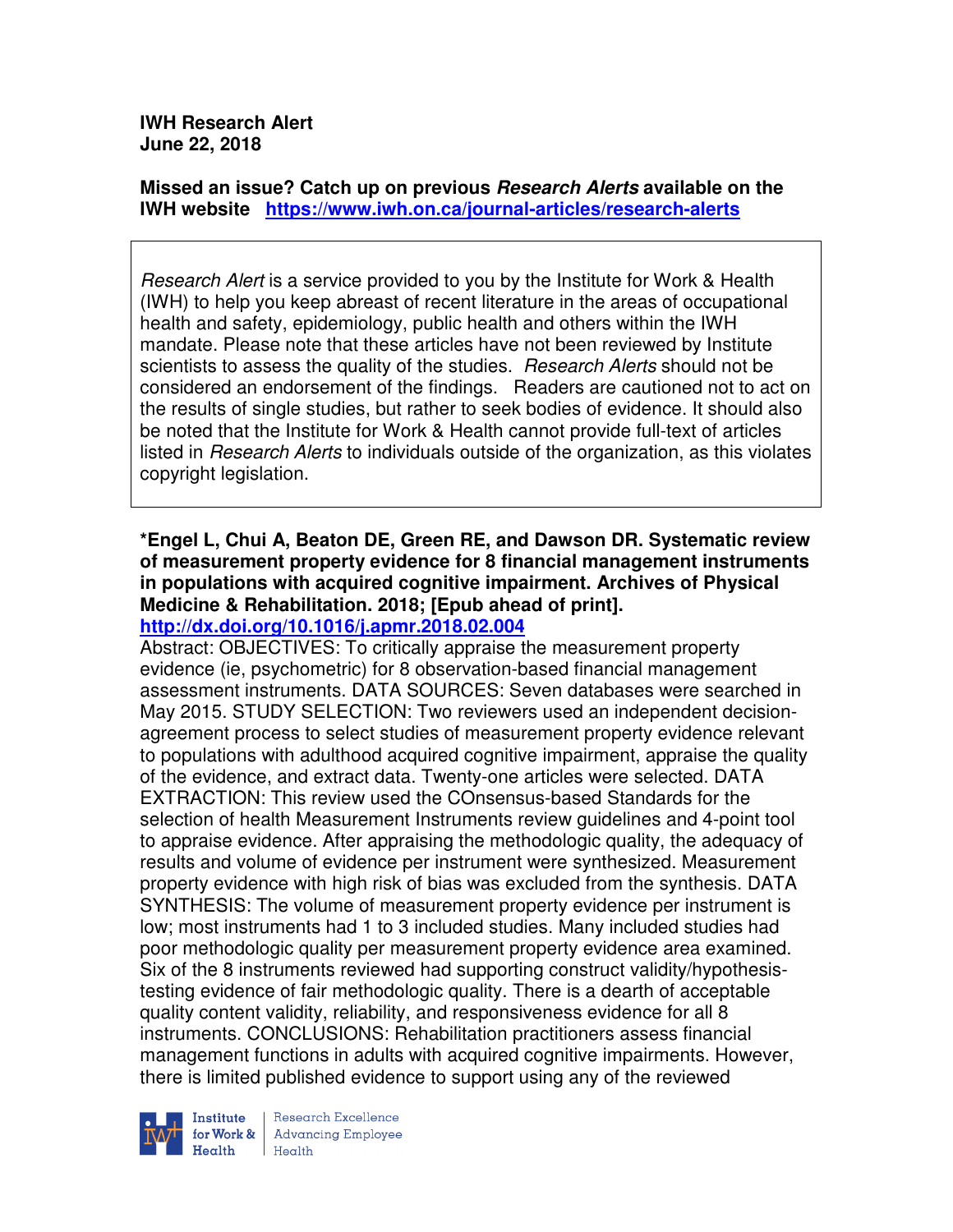**IWH Research Alert**
**June 22, 2018**

**Missed an issue? Catch up on previous *Research Alerts* available on the IWH website** https://www.iwh.on.ca/journal-articles/research-alerts

*Research Alert* is a service provided to you by the Institute for Work & Health (IWH) to help you keep abreast of recent literature in the areas of occupational health and safety, epidemiology, public health and others within the IWH mandate. Please note that these articles have not been reviewed by Institute scientists to assess the quality of the studies. *Research Alerts* should not be considered an endorsement of the findings. Readers are cautioned not to act on the results of single studies, but rather to seek bodies of evidence. It should also be noted that the Institute for Work & Health cannot provide full-text of articles listed in *Research Alerts* to individuals outside of the organization, as this violates copyright legislation.

**\*Engel L, Chui A, Beaton DE, Green RE, and Dawson DR. Systematic review of measurement property evidence for 8 financial management instruments in populations with acquired cognitive impairment. Archives of Physical Medicine & Rehabilitation. 2018; [Epub ahead of print].**
http://dx.doi.org/10.1016/j.apmr.2018.02.004

Abstract: OBJECTIVES: To critically appraise the measurement property evidence (ie, psychometric) for 8 observation-based financial management assessment instruments. DATA SOURCES: Seven databases were searched in May 2015. STUDY SELECTION: Two reviewers used an independent decision-agreement process to select studies of measurement property evidence relevant to populations with adulthood acquired cognitive impairment, appraise the quality of the evidence, and extract data. Twenty-one articles were selected. DATA EXTRACTION: This review used the COnsensus-based Standards for the selection of health Measurement Instruments review guidelines and 4-point tool to appraise evidence. After appraising the methodologic quality, the adequacy of results and volume of evidence per instrument were synthesized. Measurement property evidence with high risk of bias was excluded from the synthesis. DATA SYNTHESIS: The volume of measurement property evidence per instrument is low; most instruments had 1 to 3 included studies. Many included studies had poor methodologic quality per measurement property evidence area examined. Six of the 8 instruments reviewed had supporting construct validity/hypothesis-testing evidence of fair methodologic quality. There is a dearth of acceptable quality content validity, reliability, and responsiveness evidence for all 8 instruments. CONCLUSIONS: Rehabilitation practitioners assess financial management functions in adults with acquired cognitive impairments. However, there is limited published evidence to support using any of the reviewed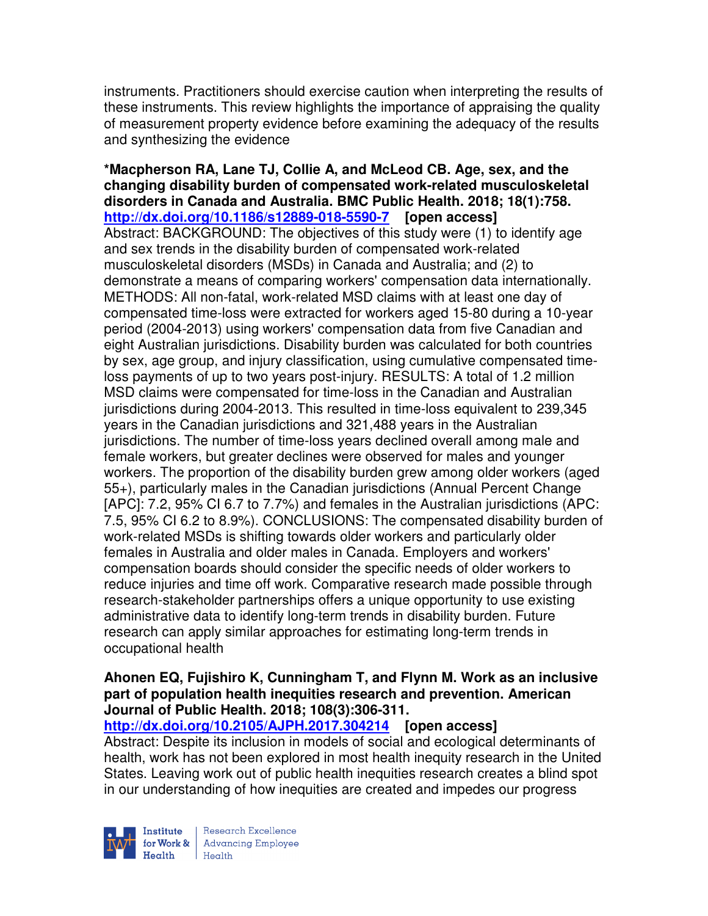instruments. Practitioners should exercise caution when interpreting the results of these instruments. This review highlights the importance of appraising the quality of measurement property evidence before examining the adequacy of the results and synthesizing the evidence

**\*Macpherson RA, Lane TJ, Collie A, and McLeod CB. Age, sex, and the changing disability burden of compensated work-related musculoskeletal disorders in Canada and Australia. BMC Public Health. 2018; 18(1):758.**
**http://dx.doi.org/10.1186/s12889-018-5590-7** **[open access]**
Abstract: BACKGROUND: The objectives of this study were (1) to identify age and sex trends in the disability burden of compensated work-related musculoskeletal disorders (MSDs) in Canada and Australia; and (2) to demonstrate a means of comparing workers' compensation data internationally. METHODS: All non-fatal, work-related MSD claims with at least one day of compensated time-loss were extracted for workers aged 15-80 during a 10-year period (2004-2013) using workers' compensation data from five Canadian and eight Australian jurisdictions. Disability burden was calculated for both countries by sex, age group, and injury classification, using cumulative compensated time-loss payments of up to two years post-injury. RESULTS: A total of 1.2 million MSD claims were compensated for time-loss in the Canadian and Australian jurisdictions during 2004-2013. This resulted in time-loss equivalent to 239,345 years in the Canadian jurisdictions and 321,488 years in the Australian jurisdictions. The number of time-loss years declined overall among male and female workers, but greater declines were observed for males and younger workers. The proportion of the disability burden grew among older workers (aged 55+), particularly males in the Canadian jurisdictions (Annual Percent Change [APC]: 7.2, 95% CI 6.7 to 7.7%) and females in the Australian jurisdictions (APC: 7.5, 95% CI 6.2 to 8.9%). CONCLUSIONS: The compensated disability burden of work-related MSDs is shifting towards older workers and particularly older females in Australia and older males in Canada. Employers and workers' compensation boards should consider the specific needs of older workers to reduce injuries and time off work. Comparative research made possible through research-stakeholder partnerships offers a unique opportunity to use existing administrative data to identify long-term trends in disability burden. Future research can apply similar approaches for estimating long-term trends in occupational health

**Ahonen EQ, Fujishiro K, Cunningham T, and Flynn M. Work as an inclusive part of population health inequities research and prevention. American Journal of Public Health. 2018; 108(3):306-311.**
**http://dx.doi.org/10.2105/AJPH.2017.304214** **[open access]**
Abstract: Despite its inclusion in models of social and ecological determinants of health, work has not been explored in most health inequity research in the United States. Leaving work out of public health inequities research creates a blind spot in our understanding of how inequities are created and impedes our progress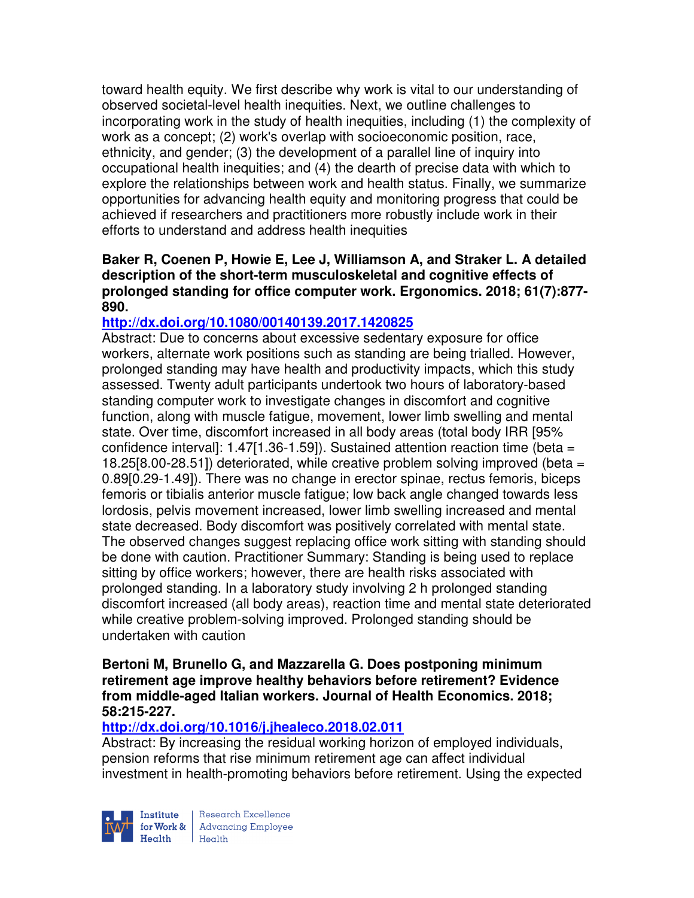toward health equity. We first describe why work is vital to our understanding of observed societal-level health inequities. Next, we outline challenges to incorporating work in the study of health inequities, including (1) the complexity of work as a concept; (2) work's overlap with socioeconomic position, race, ethnicity, and gender; (3) the development of a parallel line of inquiry into occupational health inequities; and (4) the dearth of precise data with which to explore the relationships between work and health status. Finally, we summarize opportunities for advancing health equity and monitoring progress that could be achieved if researchers and practitioners more robustly include work in their efforts to understand and address health inequities

**Baker R, Coenen P, Howie E, Lee J, Williamson A, and Straker L. A detailed description of the short-term musculoskeletal and cognitive effects of prolonged standing for office computer work. Ergonomics. 2018; 61(7):877-890.**

**http://dx.doi.org/10.1080/00140139.2017.1420825**

Abstract: Due to concerns about excessive sedentary exposure for office workers, alternate work positions such as standing are being trialled. However, prolonged standing may have health and productivity impacts, which this study assessed. Twenty adult participants undertook two hours of laboratory-based standing computer work to investigate changes in discomfort and cognitive function, along with muscle fatigue, movement, lower limb swelling and mental state. Over time, discomfort increased in all body areas (total body IRR [95% confidence interval]: 1.47[1.36-1.59]). Sustained attention reaction time (beta = 18.25[8.00-28.51]) deteriorated, while creative problem solving improved (beta = 0.89[0.29-1.49]). There was no change in erector spinae, rectus femoris, biceps femoris or tibialis anterior muscle fatigue; low back angle changed towards less lordosis, pelvis movement increased, lower limb swelling increased and mental state decreased. Body discomfort was positively correlated with mental state. The observed changes suggest replacing office work sitting with standing should be done with caution. Practitioner Summary: Standing is being used to replace sitting by office workers; however, there are health risks associated with prolonged standing. In a laboratory study involving 2 h prolonged standing discomfort increased (all body areas), reaction time and mental state deteriorated while creative problem-solving improved. Prolonged standing should be undertaken with caution

**Bertoni M, Brunello G, and Mazzarella G. Does postponing minimum retirement age improve healthy behaviors before retirement? Evidence from middle-aged Italian workers. Journal of Health Economics. 2018; 58:215-227.**

**http://dx.doi.org/10.1016/j.jhealeco.2018.02.011**

Abstract: By increasing the residual working horizon of employed individuals, pension reforms that rise minimum retirement age can affect individual investment in health-promoting behaviors before retirement. Using the expected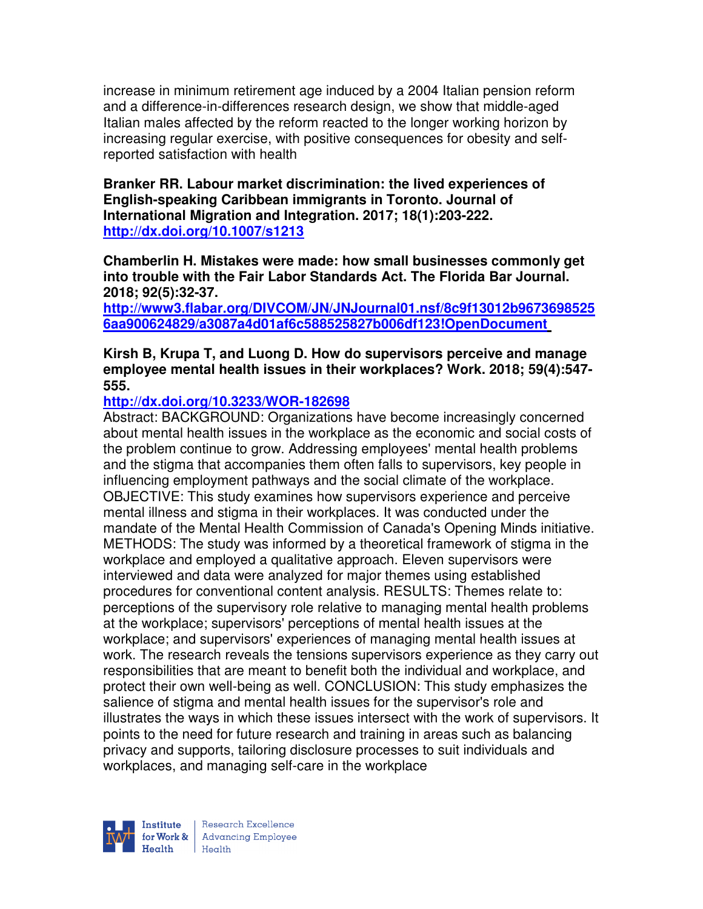increase in minimum retirement age induced by a 2004 Italian pension reform and a difference-in-differences research design, we show that middle-aged Italian males affected by the reform reacted to the longer working horizon by increasing regular exercise, with positive consequences for obesity and self-reported satisfaction with health

**Branker RR. Labour market discrimination: the lived experiences of English-speaking Caribbean immigrants in Toronto. Journal of International Migration and Integration. 2017; 18(1):203-222. http://dx.doi.org/10.1007/s1213**

**Chamberlin H. Mistakes were made: how small businesses commonly get into trouble with the Fair Labor Standards Act. The Florida Bar Journal. 2018; 92(5):32-37. http://www3.flabar.org/DIVCOM/JN/JNJournal01.nsf/8c9f13012b96736985256aa900624829/a3087a4d01af6c588525827b006df123!OpenDocument**

**Kirsh B, Krupa T, and Luong D. How do supervisors perceive and manage employee mental health issues in their workplaces? Work. 2018; 59(4):547-555.**

**http://dx.doi.org/10.3233/WOR-182698**

Abstract: BACKGROUND: Organizations have become increasingly concerned about mental health issues in the workplace as the economic and social costs of the problem continue to grow. Addressing employees' mental health problems and the stigma that accompanies them often falls to supervisors, key people in influencing employment pathways and the social climate of the workplace. OBJECTIVE: This study examines how supervisors experience and perceive mental illness and stigma in their workplaces. It was conducted under the mandate of the Mental Health Commission of Canada's Opening Minds initiative. METHODS: The study was informed by a theoretical framework of stigma in the workplace and employed a qualitative approach. Eleven supervisors were interviewed and data were analyzed for major themes using established procedures for conventional content analysis. RESULTS: Themes relate to: perceptions of the supervisory role relative to managing mental health problems at the workplace; supervisors' perceptions of mental health issues at the workplace; and supervisors' experiences of managing mental health issues at work. The research reveals the tensions supervisors experience as they carry out responsibilities that are meant to benefit both the individual and workplace, and protect their own well-being as well. CONCLUSION: This study emphasizes the salience of stigma and mental health issues for the supervisor's role and illustrates the ways in which these issues intersect with the work of supervisors. It points to the need for future research and training in areas such as balancing privacy and supports, tailoring disclosure processes to suit individuals and workplaces, and managing self-care in the workplace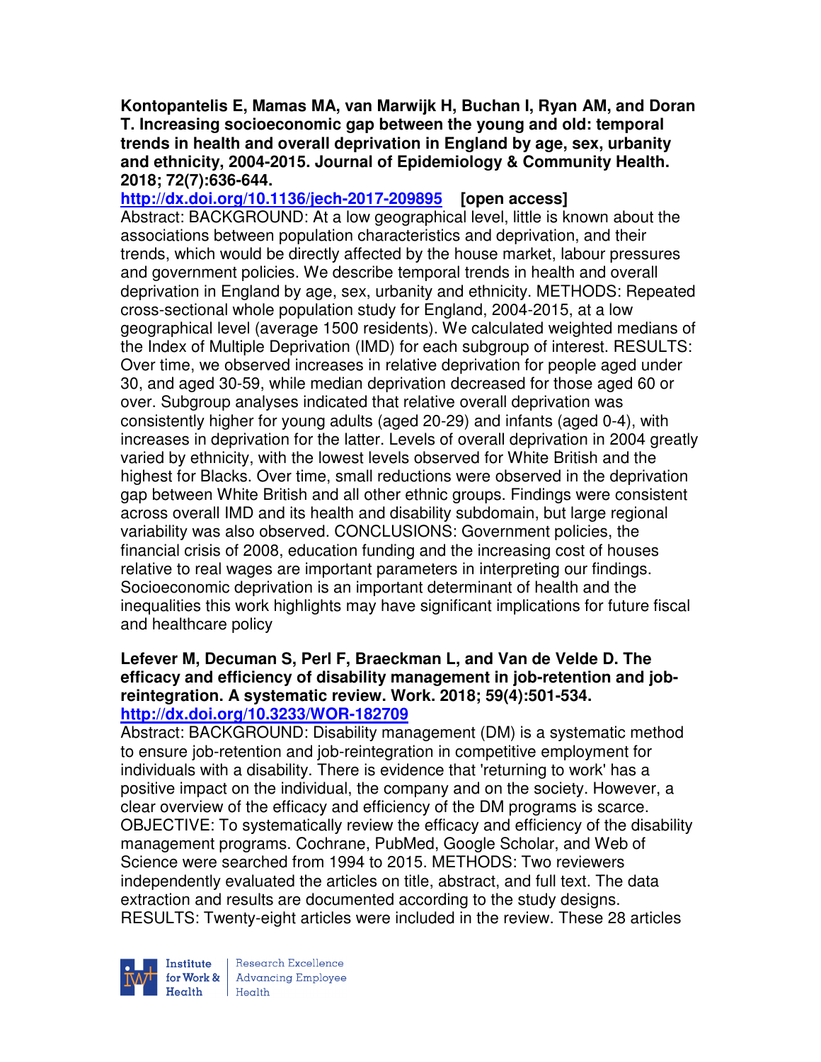**Kontopantelis E, Mamas MA, van Marwijk H, Buchan I, Ryan AM, and Doran T. Increasing socioeconomic gap between the young and old: temporal trends in health and overall deprivation in England by age, sex, urbanity and ethnicity, 2004-2015. Journal of Epidemiology & Community Health. 2018; 72(7):636-644.**

**http://dx.doi.org/10.1136/jech-2017-209895 [open access]**

Abstract: BACKGROUND: At a low geographical level, little is known about the associations between population characteristics and deprivation, and their trends, which would be directly affected by the house market, labour pressures and government policies. We describe temporal trends in health and overall deprivation in England by age, sex, urbanity and ethnicity. METHODS: Repeated cross-sectional whole population study for England, 2004-2015, at a low geographical level (average 1500 residents). We calculated weighted medians of the Index of Multiple Deprivation (IMD) for each subgroup of interest. RESULTS: Over time, we observed increases in relative deprivation for people aged under 30, and aged 30-59, while median deprivation decreased for those aged 60 or over. Subgroup analyses indicated that relative overall deprivation was consistently higher for young adults (aged 20-29) and infants (aged 0-4), with increases in deprivation for the latter. Levels of overall deprivation in 2004 greatly varied by ethnicity, with the lowest levels observed for White British and the highest for Blacks. Over time, small reductions were observed in the deprivation gap between White British and all other ethnic groups. Findings were consistent across overall IMD and its health and disability subdomain, but large regional variability was also observed. CONCLUSIONS: Government policies, the financial crisis of 2008, education funding and the increasing cost of houses relative to real wages are important parameters in interpreting our findings. Socioeconomic deprivation is an important determinant of health and the inequalities this work highlights may have significant implications for future fiscal and healthcare policy

**Lefever M, Decuman S, Perl F, Braeckman L, and Van de Velde D. The efficacy and efficiency of disability management in job-retention and job-reintegration. A systematic review. Work. 2018; 59(4):501-534.**

**http://dx.doi.org/10.3233/WOR-182709**

Abstract: BACKGROUND: Disability management (DM) is a systematic method to ensure job-retention and job-reintegration in competitive employment for individuals with a disability. There is evidence that 'returning to work' has a positive impact on the individual, the company and on the society. However, a clear overview of the efficacy and efficiency of the DM programs is scarce. OBJECTIVE: To systematically review the efficacy and efficiency of the disability management programs. Cochrane, PubMed, Google Scholar, and Web of Science were searched from 1994 to 2015. METHODS: Two reviewers independently evaluated the articles on title, abstract, and full text. The data extraction and results are documented according to the study designs. RESULTS: Twenty-eight articles were included in the review. These 28 articles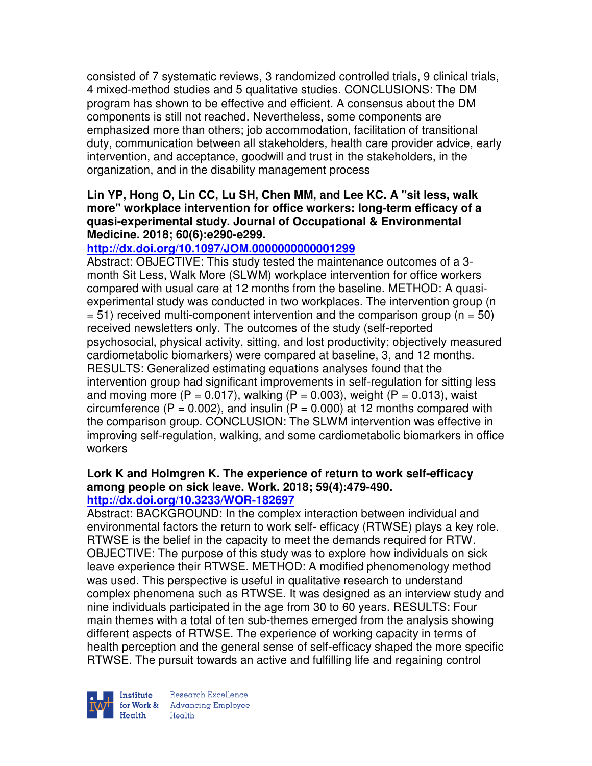consisted of 7 systematic reviews, 3 randomized controlled trials, 9 clinical trials, 4 mixed-method studies and 5 qualitative studies. CONCLUSIONS: The DM program has shown to be effective and efficient. A consensus about the DM components is still not reached. Nevertheless, some components are emphasized more than others; job accommodation, facilitation of transitional duty, communication between all stakeholders, health care provider advice, early intervention, and acceptance, goodwill and trust in the stakeholders, in the organization, and in the disability management process

**Lin YP, Hong O, Lin CC, Lu SH, Chen MM, and Lee KC. A "sit less, walk more" workplace intervention for office workers: long-term efficacy of a quasi-experimental study. Journal of Occupational & Environmental Medicine. 2018; 60(6):e290-e299.**

**http://dx.doi.org/10.1097/JOM.0000000000001299**

Abstract: OBJECTIVE: This study tested the maintenance outcomes of a 3-month Sit Less, Walk More (SLWM) workplace intervention for office workers compared with usual care at 12 months from the baseline. METHOD: A quasi-experimental study was conducted in two workplaces. The intervention group (n = 51) received multi-component intervention and the comparison group (n = 50) received newsletters only. The outcomes of the study (self-reported psychosocial, physical activity, sitting, and lost productivity; objectively measured cardiometabolic biomarkers) were compared at baseline, 3, and 12 months. RESULTS: Generalized estimating equations analyses found that the intervention group had significant improvements in self-regulation for sitting less and moving more (P = 0.017), walking (P = 0.003), weight (P = 0.013), waist circumference (P = 0.002), and insulin (P = 0.000) at 12 months compared with the comparison group. CONCLUSION: The SLWM intervention was effective in improving self-regulation, walking, and some cardiometabolic biomarkers in office workers

**Lork K and Holmgren K. The experience of return to work self-efficacy among people on sick leave. Work. 2018; 59(4):479-490.**

**http://dx.doi.org/10.3233/WOR-182697**

Abstract: BACKGROUND: In the complex interaction between individual and environmental factors the return to work self- efficacy (RTWSE) plays a key role. RTWSE is the belief in the capacity to meet the demands required for RTW. OBJECTIVE: The purpose of this study was to explore how individuals on sick leave experience their RTWSE. METHOD: A modified phenomenology method was used. This perspective is useful in qualitative research to understand complex phenomena such as RTWSE. It was designed as an interview study and nine individuals participated in the age from 30 to 60 years. RESULTS: Four main themes with a total of ten sub-themes emerged from the analysis showing different aspects of RTWSE. The experience of working capacity in terms of health perception and the general sense of self-efficacy shaped the more specific RTWSE. The pursuit towards an active and fulfilling life and regaining control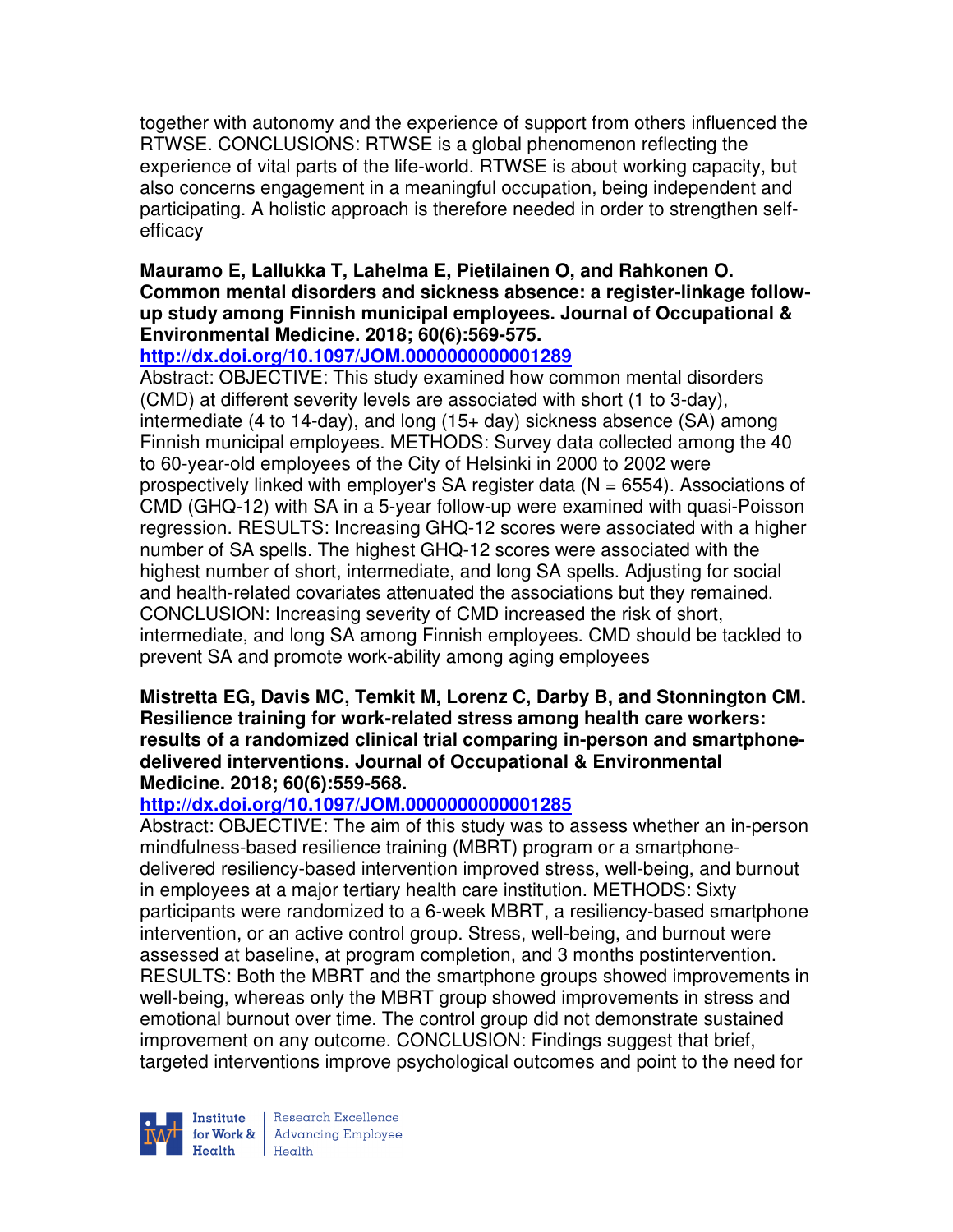together with autonomy and the experience of support from others influenced the RTWSE. CONCLUSIONS: RTWSE is a global phenomenon reflecting the experience of vital parts of the life-world. RTWSE is about working capacity, but also concerns engagement in a meaningful occupation, being independent and participating. A holistic approach is therefore needed in order to strengthen self-efficacy

**Mauramo E, Lallukka T, Lahelma E, Pietilainen O, and Rahkonen O. Common mental disorders and sickness absence: a register-linkage follow-up study among Finnish municipal employees. Journal of Occupational & Environmental Medicine. 2018; 60(6):569-575.**

**http://dx.doi.org/10.1097/JOM.0000000000001289**

Abstract: OBJECTIVE: This study examined how common mental disorders (CMD) at different severity levels are associated with short (1 to 3-day), intermediate (4 to 14-day), and long (15+ day) sickness absence (SA) among Finnish municipal employees. METHODS: Survey data collected among the 40 to 60-year-old employees of the City of Helsinki in 2000 to 2002 were prospectively linked with employer's SA register data (N = 6554). Associations of CMD (GHQ-12) with SA in a 5-year follow-up were examined with quasi-Poisson regression. RESULTS: Increasing GHQ-12 scores were associated with a higher number of SA spells. The highest GHQ-12 scores were associated with the highest number of short, intermediate, and long SA spells. Adjusting for social and health-related covariates attenuated the associations but they remained. CONCLUSION: Increasing severity of CMD increased the risk of short, intermediate, and long SA among Finnish employees. CMD should be tackled to prevent SA and promote work-ability among aging employees

**Mistretta EG, Davis MC, Temkit M, Lorenz C, Darby B, and Stonnington CM. Resilience training for work-related stress among health care workers: results of a randomized clinical trial comparing in-person and smartphone-delivered interventions. Journal of Occupational & Environmental Medicine. 2018; 60(6):559-568.**

**http://dx.doi.org/10.1097/JOM.0000000000001285**

Abstract: OBJECTIVE: The aim of this study was to assess whether an in-person mindfulness-based resilience training (MBRT) program or a smartphone-delivered resiliency-based intervention improved stress, well-being, and burnout in employees at a major tertiary health care institution. METHODS: Sixty participants were randomized to a 6-week MBRT, a resiliency-based smartphone intervention, or an active control group. Stress, well-being, and burnout were assessed at baseline, at program completion, and 3 months postintervention. RESULTS: Both the MBRT and the smartphone groups showed improvements in well-being, whereas only the MBRT group showed improvements in stress and emotional burnout over time. The control group did not demonstrate sustained improvement on any outcome. CONCLUSION: Findings suggest that brief, targeted interventions improve psychological outcomes and point to the need for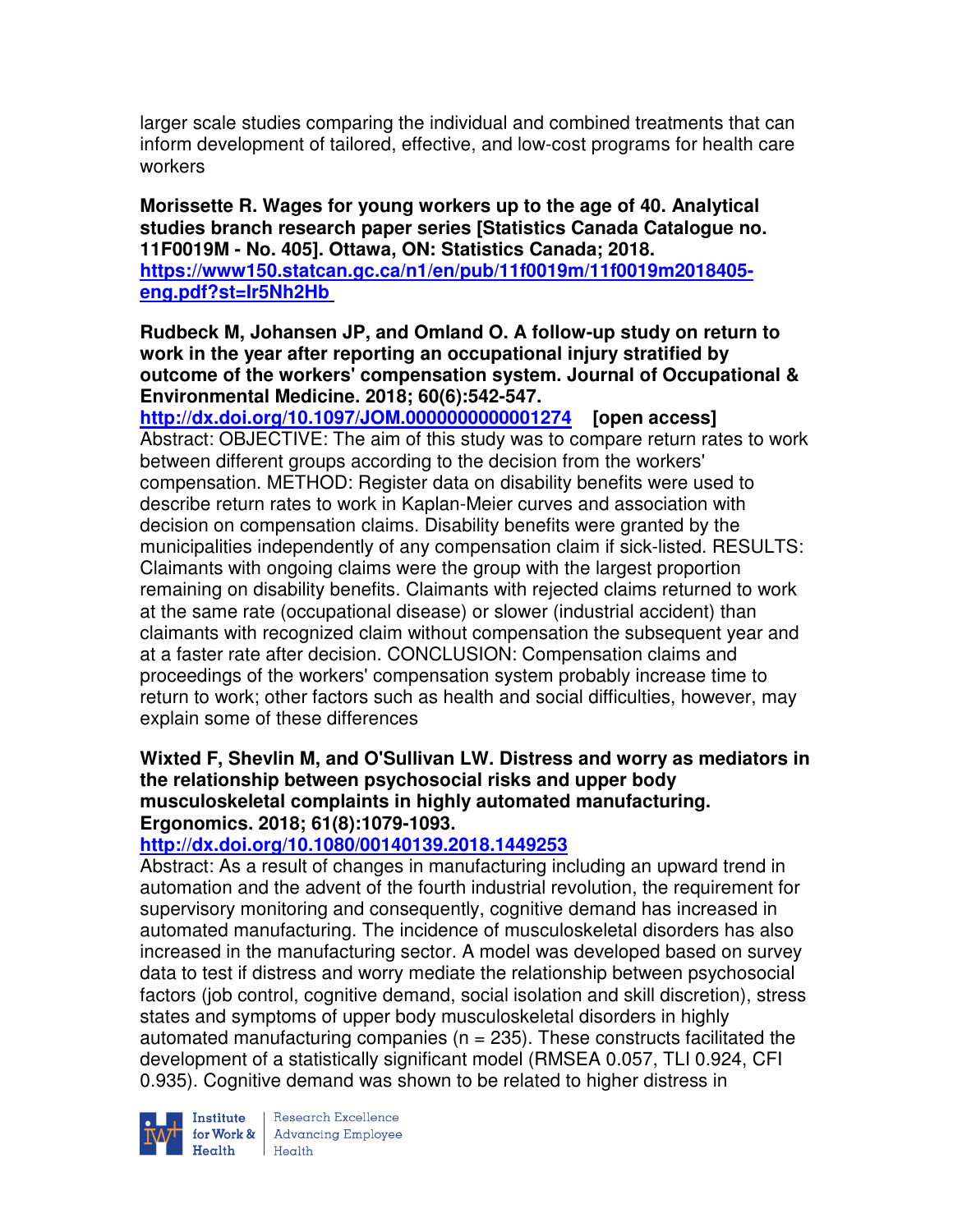larger scale studies comparing the individual and combined treatments that can inform development of tailored, effective, and low-cost programs for health care workers

**Morissette R. Wages for young workers up to the age of 40. Analytical studies branch research paper series [Statistics Canada Catalogue no. 11F0019M - No. 405]. Ottawa, ON: Statistics Canada; 2018.**
**https://www150.statcan.gc.ca/n1/en/pub/11f0019m/11f0019m2018405-eng.pdf?st=lr5Nh2Hb**

**Rudbeck M, Johansen JP, and Omland O. A follow-up study on return to work in the year after reporting an occupational injury stratified by outcome of the workers' compensation system. Journal of Occupational & Environmental Medicine. 2018; 60(6):542-547.**
**http://dx.doi.org/10.1097/JOM.0000000000001274 [open access]**
Abstract: OBJECTIVE: The aim of this study was to compare return rates to work between different groups according to the decision from the workers' compensation. METHOD: Register data on disability benefits were used to describe return rates to work in Kaplan-Meier curves and association with decision on compensation claims. Disability benefits were granted by the municipalities independently of any compensation claim if sick-listed. RESULTS: Claimants with ongoing claims were the group with the largest proportion remaining on disability benefits. Claimants with rejected claims returned to work at the same rate (occupational disease) or slower (industrial accident) than claimants with recognized claim without compensation the subsequent year and at a faster rate after decision. CONCLUSION: Compensation claims and proceedings of the workers' compensation system probably increase time to return to work; other factors such as health and social difficulties, however, may explain some of these differences

**Wixted F, Shevlin M, and O'Sullivan LW. Distress and worry as mediators in the relationship between psychosocial risks and upper body musculoskeletal complaints in highly automated manufacturing. Ergonomics. 2018; 61(8):1079-1093.**
**http://dx.doi.org/10.1080/00140139.2018.1449253**
Abstract: As a result of changes in manufacturing including an upward trend in automation and the advent of the fourth industrial revolution, the requirement for supervisory monitoring and consequently, cognitive demand has increased in automated manufacturing. The incidence of musculoskeletal disorders has also increased in the manufacturing sector. A model was developed based on survey data to test if distress and worry mediate the relationship between psychosocial factors (job control, cognitive demand, social isolation and skill discretion), stress states and symptoms of upper body musculoskeletal disorders in highly automated manufacturing companies (n = 235). These constructs facilitated the development of a statistically significant model (RMSEA 0.057, TLI 0.924, CFI 0.935). Cognitive demand was shown to be related to higher distress in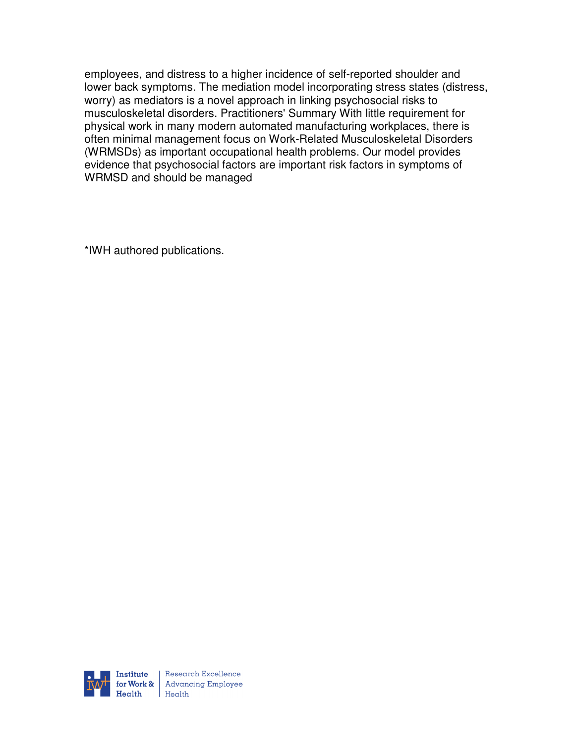employees, and distress to a higher incidence of self-reported shoulder and lower back symptoms. The mediation model incorporating stress states (distress, worry) as mediators is a novel approach in linking psychosocial risks to musculoskeletal disorders. Practitioners' Summary With little requirement for physical work in many modern automated manufacturing workplaces, there is often minimal management focus on Work-Related Musculoskeletal Disorders (WRMSDs) as important occupational health problems. Our model provides evidence that psychosocial factors are important risk factors in symptoms of WRMSD and should be managed

*IWH authored publications.